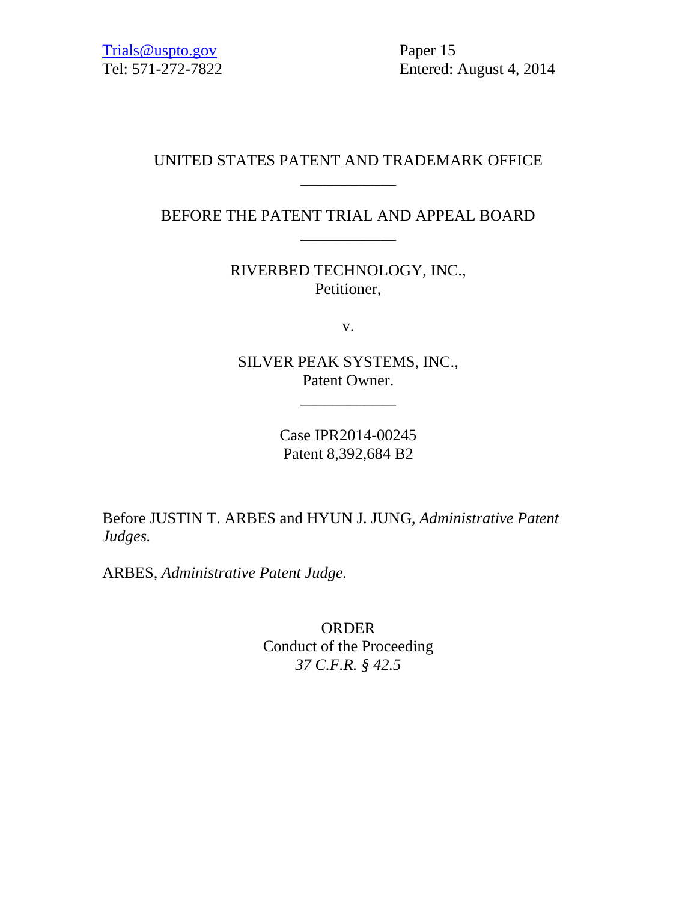Trials@uspto.gov
Tel: 571-272-7822

Paper 15
Entered: August 4, 2014

UNITED STATES PATENT AND TRADEMARK OFFICE

____________

BEFORE THE PATENT TRIAL AND APPEAL BOARD

____________

RIVERBED TECHNOLOGY, INC.,
Petitioner,

v.

SILVER PEAK SYSTEMS, INC.,
Patent Owner.

____________

Case IPR2014-00245
Patent 8,392,684 B2

Before JUSTIN T. ARBES and HYUN J. JUNG, *Administrative Patent Judges.*

ARBES, *Administrative Patent Judge.*

ORDER
Conduct of the Proceeding
*37 C.F.R. § 42.5*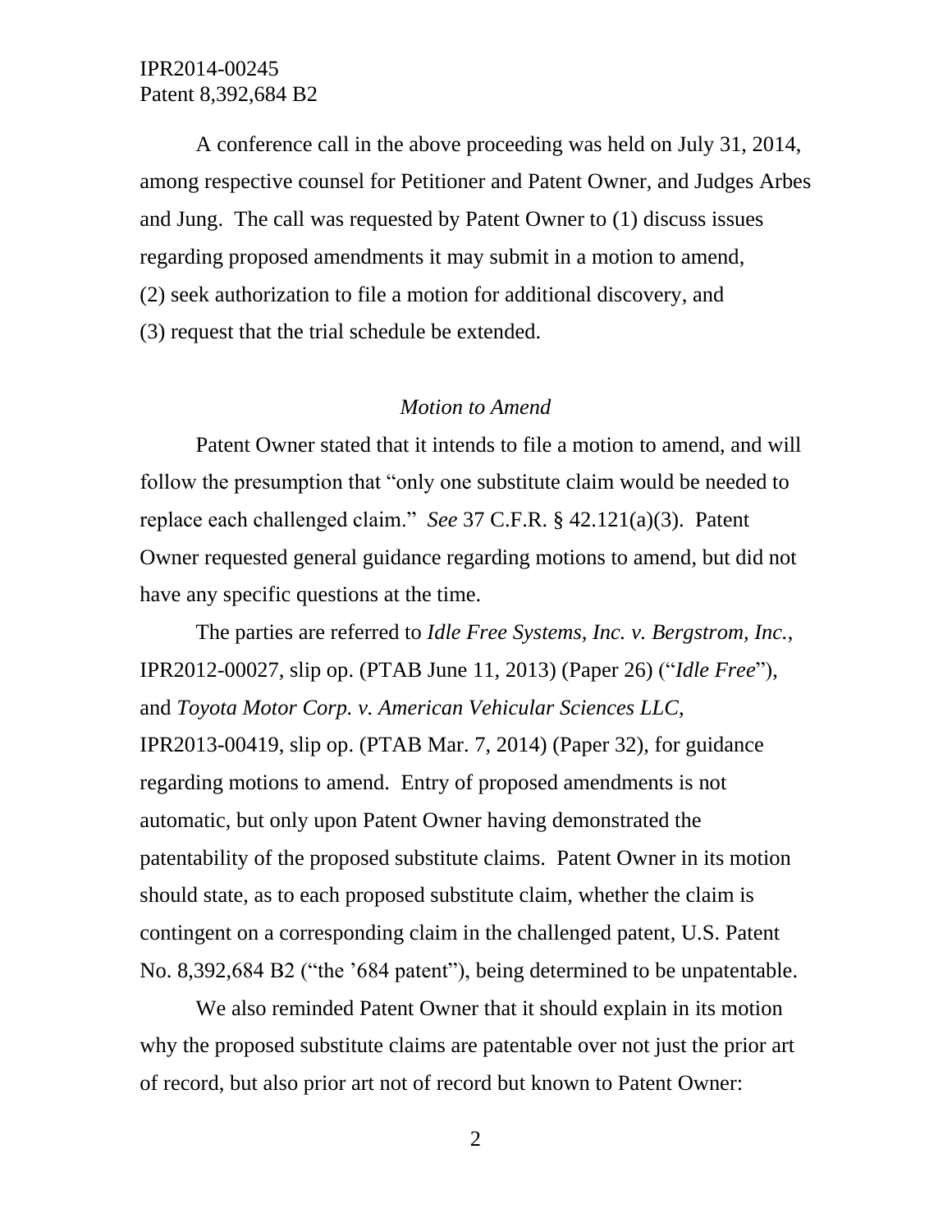A conference call in the above proceeding was held on July 31, 2014, among respective counsel for Petitioner and Patent Owner, and Judges Arbes and Jung. The call was requested by Patent Owner to (1) discuss issues regarding proposed amendments it may submit in a motion to amend, (2) seek authorization to file a motion for additional discovery, and (3) request that the trial schedule be extended.

*Motion to Amend*

Patent Owner stated that it intends to file a motion to amend, and will follow the presumption that "only one substitute claim would be needed to replace each challenged claim." *See* 37 C.F.R. § 42.121(a)(3). Patent Owner requested general guidance regarding motions to amend, but did not have any specific questions at the time.

The parties are referred to *Idle Free Systems, Inc. v. Bergstrom, Inc.*, IPR2012-00027, slip op. (PTAB June 11, 2013) (Paper 26) ("*Idle Free*"), and *Toyota Motor Corp. v. American Vehicular Sciences LLC*, IPR2013-00419, slip op. (PTAB Mar. 7, 2014) (Paper 32), for guidance regarding motions to amend. Entry of proposed amendments is not automatic, but only upon Patent Owner having demonstrated the patentability of the proposed substitute claims. Patent Owner in its motion should state, as to each proposed substitute claim, whether the claim is contingent on a corresponding claim in the challenged patent, U.S. Patent No. 8,392,684 B2 ("the '684 patent"), being determined to be unpatentable.

We also reminded Patent Owner that it should explain in its motion why the proposed substitute claims are patentable over not just the prior art of record, but also prior art not of record but known to Patent Owner: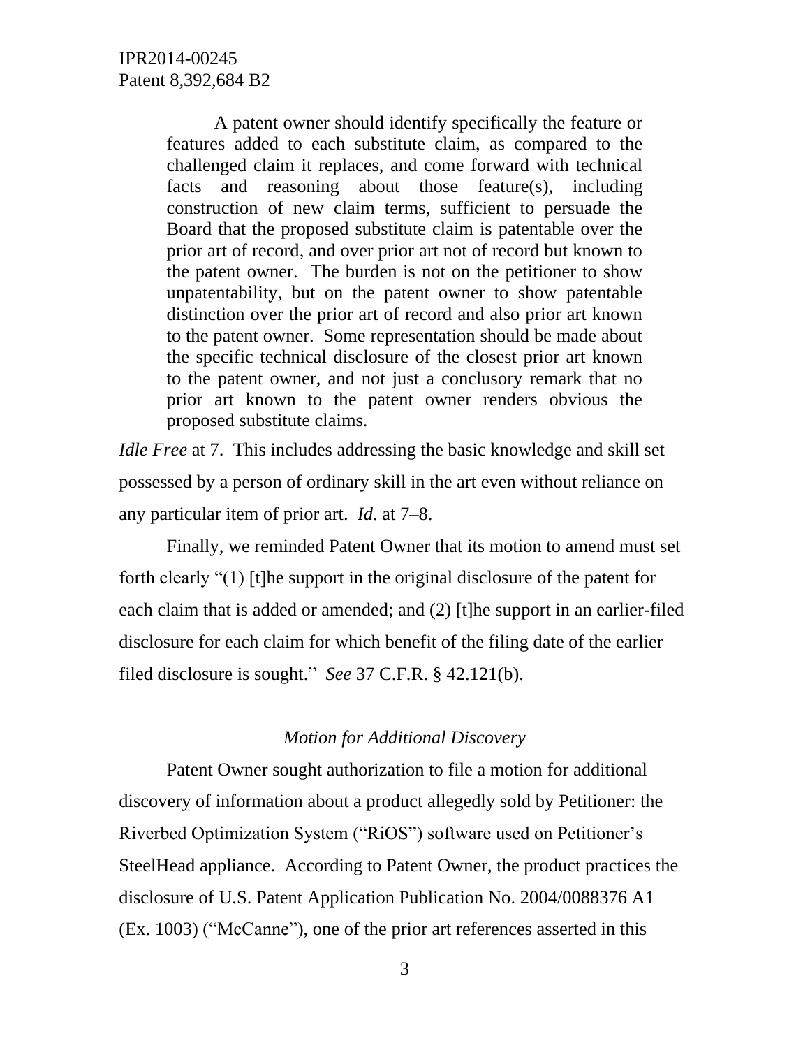> A patent owner should identify specifically the feature or features added to each substitute claim, as compared to the challenged claim it replaces, and come forward with technical facts and reasoning about those feature(s), including construction of new claim terms, sufficient to persuade the Board that the proposed substitute claim is patentable over the prior art of record, and over prior art not of record but known to the patent owner. The burden is not on the petitioner to show unpatentability, but on the patent owner to show patentable distinction over the prior art of record and also prior art known to the patent owner. Some representation should be made about the specific technical disclosure of the closest prior art known to the patent owner, and not just a conclusory remark that no prior art known to the patent owner renders obvious the proposed substitute claims.

*Idle Free* at 7. This includes addressing the basic knowledge and skill set possessed by a person of ordinary skill in the art even without reliance on any particular item of prior art. *Id*. at 7–8.

Finally, we reminded Patent Owner that its motion to amend must set forth clearly "(1) [t]he support in the original disclosure of the patent for each claim that is added or amended; and (2) [t]he support in an earlier-filed disclosure for each claim for which benefit of the filing date of the earlier filed disclosure is sought." *See* 37 C.F.R. § 42.121(b).

*Motion for Additional Discovery*

Patent Owner sought authorization to file a motion for additional discovery of information about a product allegedly sold by Petitioner: the Riverbed Optimization System ("RiOS") software used on Petitioner's SteelHead appliance. According to Patent Owner, the product practices the disclosure of U.S. Patent Application Publication No. 2004/0088376 A1 (Ex. 1003) ("McCanne"), one of the prior art references asserted in this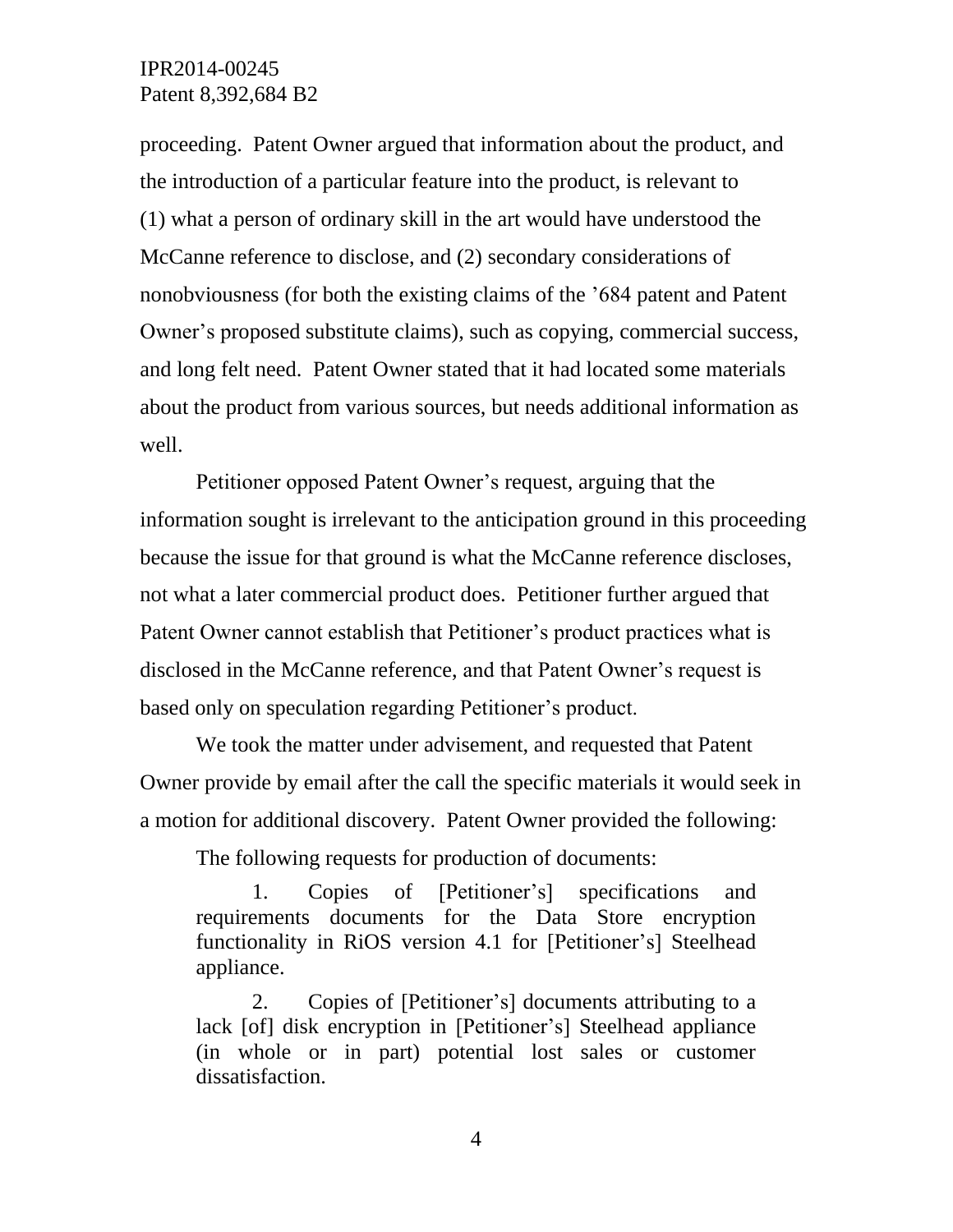proceeding. Patent Owner argued that information about the product, and the introduction of a particular feature into the product, is relevant to (1) what a person of ordinary skill in the art would have understood the McCanne reference to disclose, and (2) secondary considerations of nonobviousness (for both the existing claims of the '684 patent and Patent Owner's proposed substitute claims), such as copying, commercial success, and long felt need. Patent Owner stated that it had located some materials about the product from various sources, but needs additional information as well.

Petitioner opposed Patent Owner's request, arguing that the information sought is irrelevant to the anticipation ground in this proceeding because the issue for that ground is what the McCanne reference discloses, not what a later commercial product does. Petitioner further argued that Patent Owner cannot establish that Petitioner's product practices what is disclosed in the McCanne reference, and that Patent Owner's request is based only on speculation regarding Petitioner's product.

We took the matter under advisement, and requested that Patent Owner provide by email after the call the specific materials it would seek in a motion for additional discovery. Patent Owner provided the following:

> The following requests for production of documents:
>
> 1. Copies of [Petitioner's] specifications and requirements documents for the Data Store encryption functionality in RiOS version 4.1 for [Petitioner's] Steelhead appliance.
>
> 2. Copies of [Petitioner's] documents attributing to a lack [of] disk encryption in [Petitioner's] Steelhead appliance (in whole or in part) potential lost sales or customer dissatisfaction.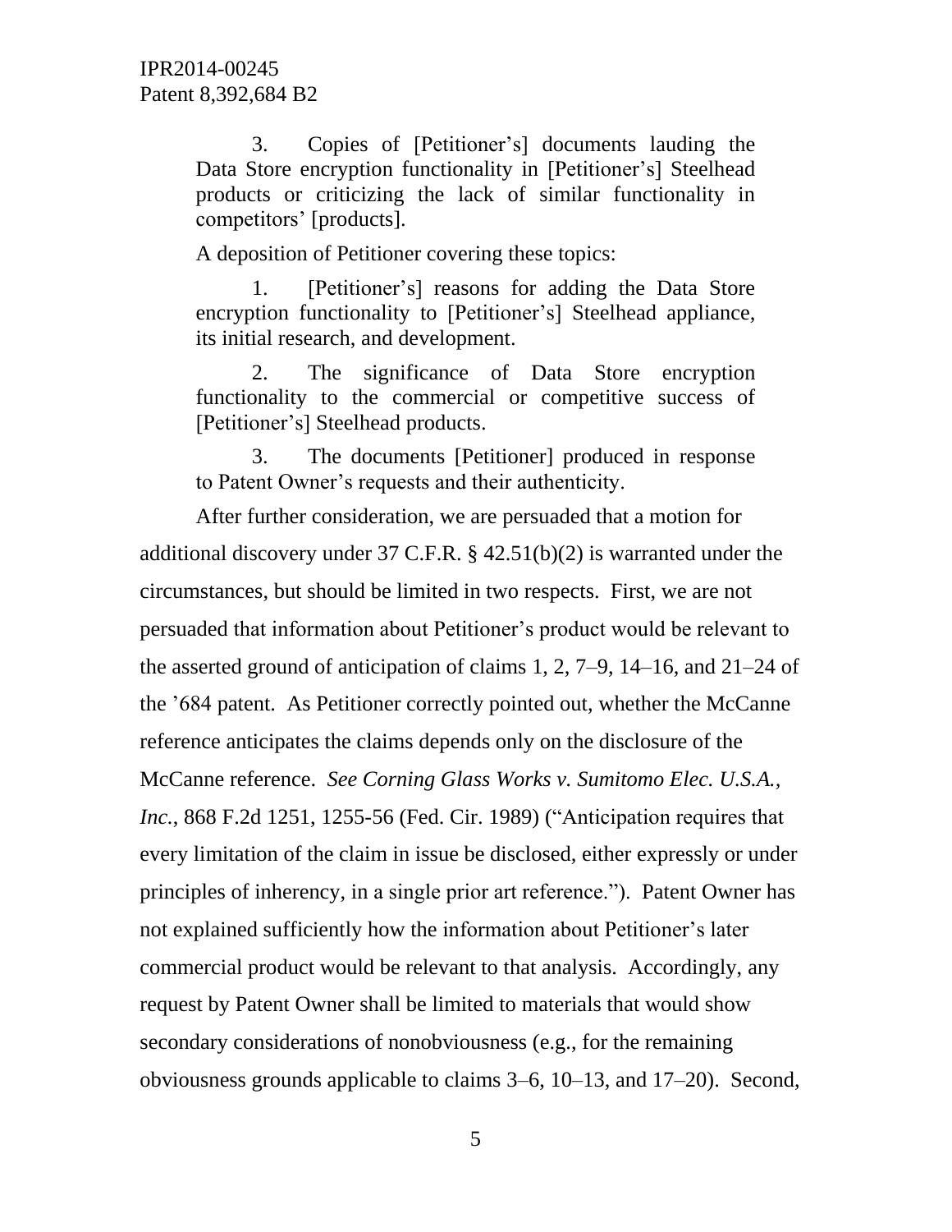> 3. Copies of [Petitioner's] documents lauding the Data Store encryption functionality in [Petitioner's] Steelhead products or criticizing the lack of similar functionality in competitors' [products].
>
> A deposition of Petitioner covering these topics:
>
> 1. [Petitioner's] reasons for adding the Data Store encryption functionality to [Petitioner's] Steelhead appliance, its initial research, and development.
>
> 2. The significance of Data Store encryption functionality to the commercial or competitive success of [Petitioner's] Steelhead products.
>
> 3. The documents [Petitioner] produced in response to Patent Owner's requests and their authenticity.

After further consideration, we are persuaded that a motion for additional discovery under 37 C.F.R. § 42.51(b)(2) is warranted under the circumstances, but should be limited in two respects. First, we are not persuaded that information about Petitioner's product would be relevant to the asserted ground of anticipation of claims 1, 2, 7–9, 14–16, and 21–24 of the '684 patent. As Petitioner correctly pointed out, whether the McCanne reference anticipates the claims depends only on the disclosure of the McCanne reference. *See Corning Glass Works v. Sumitomo Elec. U.S.A., Inc.*, 868 F.2d 1251, 1255-56 (Fed. Cir. 1989) ("Anticipation requires that every limitation of the claim in issue be disclosed, either expressly or under principles of inherency, in a single prior art reference."). Patent Owner has not explained sufficiently how the information about Petitioner's later commercial product would be relevant to that analysis. Accordingly, any request by Patent Owner shall be limited to materials that would show secondary considerations of nonobviousness (e.g., for the remaining obviousness grounds applicable to claims 3–6, 10–13, and 17–20). Second,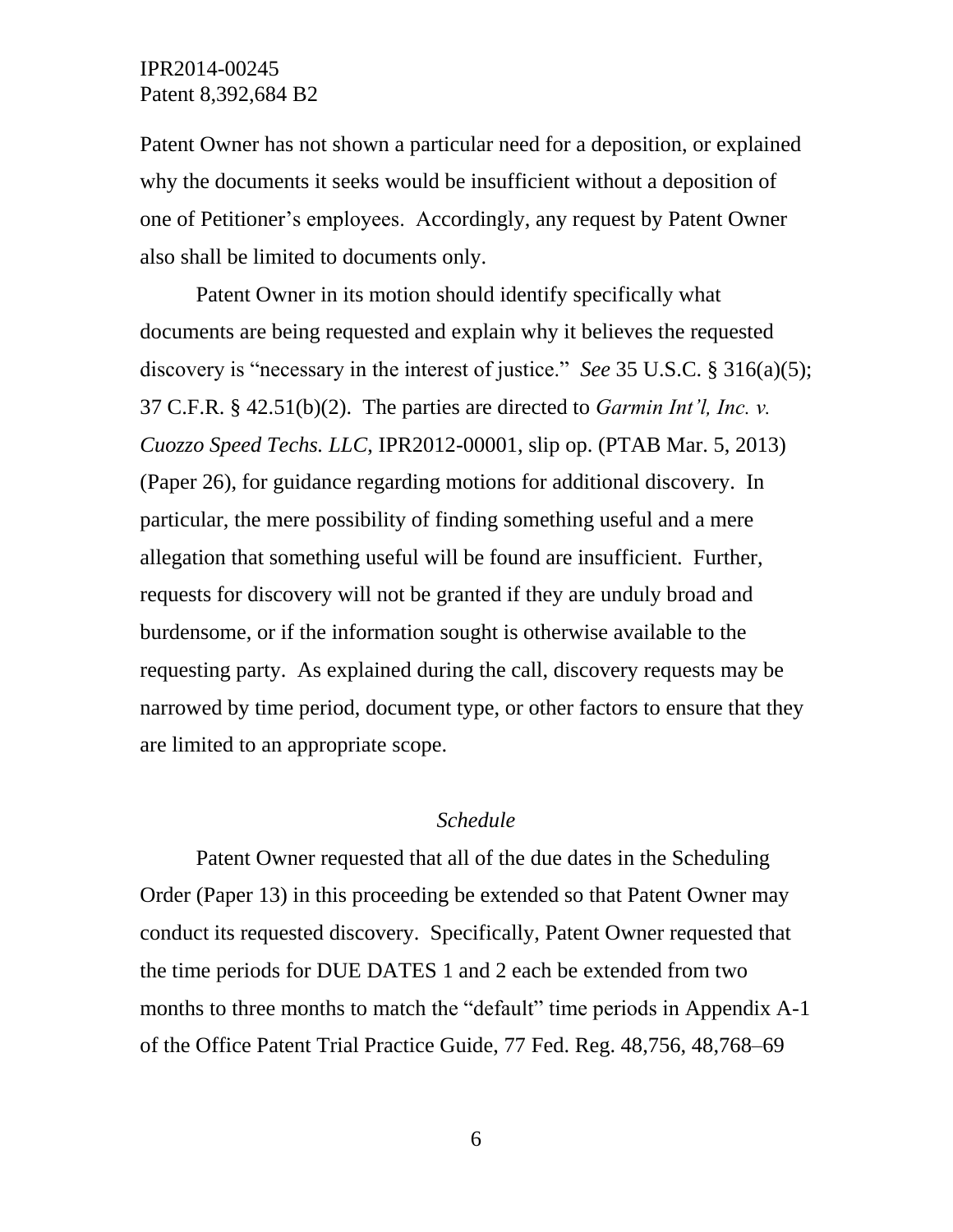Patent Owner has not shown a particular need for a deposition, or explained why the documents it seeks would be insufficient without a deposition of one of Petitioner's employees. Accordingly, any request by Patent Owner also shall be limited to documents only.

Patent Owner in its motion should identify specifically what documents are being requested and explain why it believes the requested discovery is "necessary in the interest of justice." *See* 35 U.S.C. § 316(a)(5); 37 C.F.R. § 42.51(b)(2). The parties are directed to *Garmin Int'l, Inc. v. Cuozzo Speed Techs. LLC*, IPR2012-00001, slip op. (PTAB Mar. 5, 2013) (Paper 26), for guidance regarding motions for additional discovery. In particular, the mere possibility of finding something useful and a mere allegation that something useful will be found are insufficient. Further, requests for discovery will not be granted if they are unduly broad and burdensome, or if the information sought is otherwise available to the requesting party. As explained during the call, discovery requests may be narrowed by time period, document type, or other factors to ensure that they are limited to an appropriate scope.

*Schedule*

Patent Owner requested that all of the due dates in the Scheduling Order (Paper 13) in this proceeding be extended so that Patent Owner may conduct its requested discovery. Specifically, Patent Owner requested that the time periods for DUE DATES 1 and 2 each be extended from two months to three months to match the "default" time periods in Appendix A-1 of the Office Patent Trial Practice Guide, 77 Fed. Reg. 48,756, 48,768–69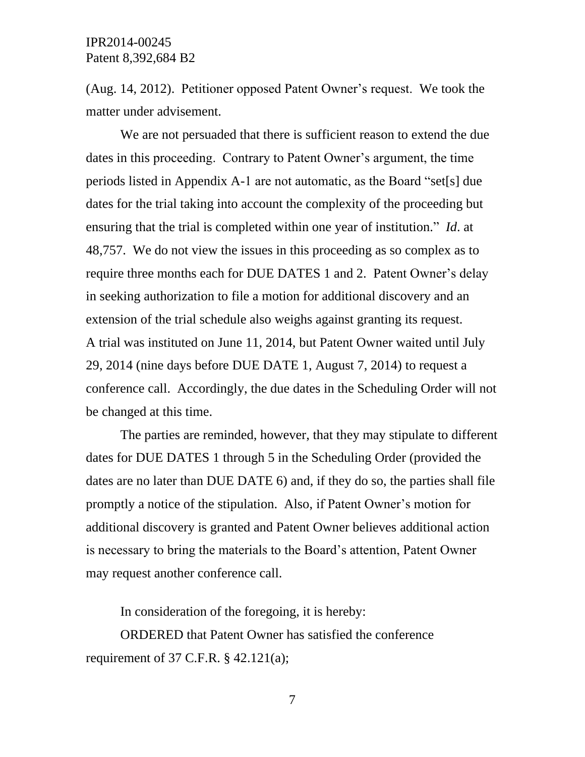(Aug. 14, 2012). Petitioner opposed Patent Owner's request. We took the matter under advisement.

We are not persuaded that there is sufficient reason to extend the due dates in this proceeding. Contrary to Patent Owner's argument, the time periods listed in Appendix A-1 are not automatic, as the Board "set[s] due dates for the trial taking into account the complexity of the proceeding but ensuring that the trial is completed within one year of institution." *Id*. at 48,757. We do not view the issues in this proceeding as so complex as to require three months each for DUE DATES 1 and 2. Patent Owner's delay in seeking authorization to file a motion for additional discovery and an extension of the trial schedule also weighs against granting its request. A trial was instituted on June 11, 2014, but Patent Owner waited until July 29, 2014 (nine days before DUE DATE 1, August 7, 2014) to request a conference call. Accordingly, the due dates in the Scheduling Order will not be changed at this time.

The parties are reminded, however, that they may stipulate to different dates for DUE DATES 1 through 5 in the Scheduling Order (provided the dates are no later than DUE DATE 6) and, if they do so, the parties shall file promptly a notice of the stipulation. Also, if Patent Owner's motion for additional discovery is granted and Patent Owner believes additional action is necessary to bring the materials to the Board's attention, Patent Owner may request another conference call.

In consideration of the foregoing, it is hereby:

ORDERED that Patent Owner has satisfied the conference requirement of 37 C.F.R. § 42.121(a);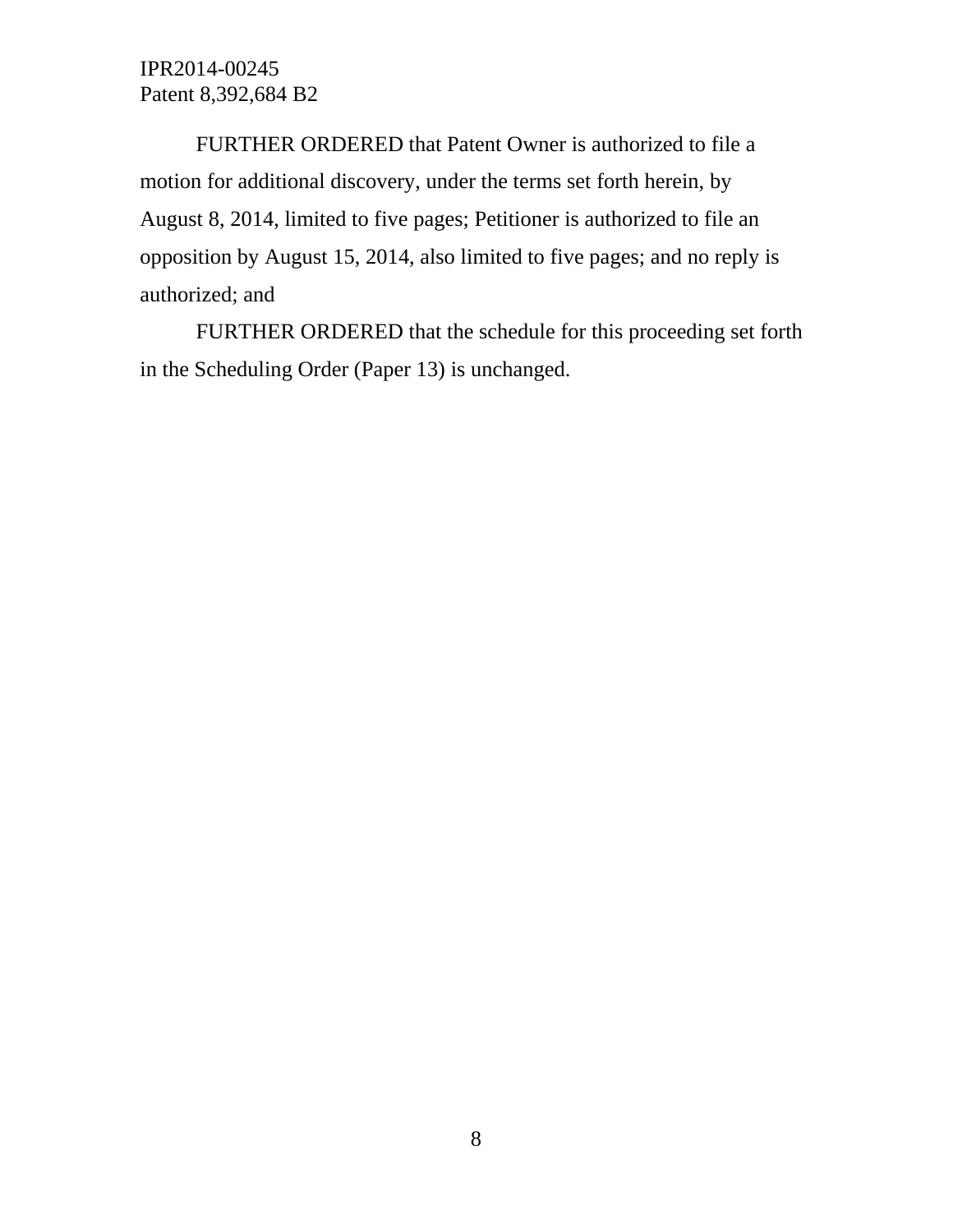FURTHER ORDERED that Patent Owner is authorized to file a motion for additional discovery, under the terms set forth herein, by August 8, 2014, limited to five pages; Petitioner is authorized to file an opposition by August 15, 2014, also limited to five pages; and no reply is authorized; and

FURTHER ORDERED that the schedule for this proceeding set forth in the Scheduling Order (Paper 13) is unchanged.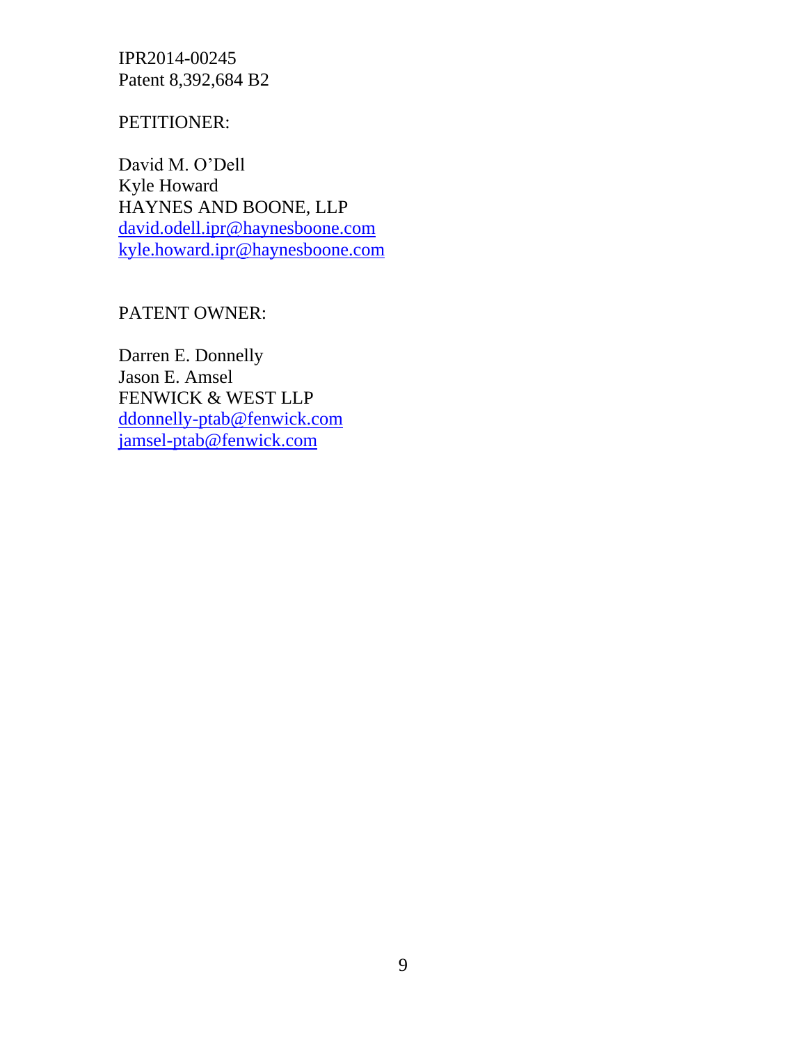IPR2014-00245
Patent 8,392,684 B2

PETITIONER:

David M. O'Dell
Kyle Howard
HAYNES AND BOONE, LLP
david.odell.ipr@haynesboone.com
kyle.howard.ipr@haynesboone.com

PATENT OWNER:

Darren E. Donnelly
Jason E. Amsel
FENWICK & WEST LLP
ddonnelly-ptab@fenwick.com
jamsel-ptab@fenwick.com